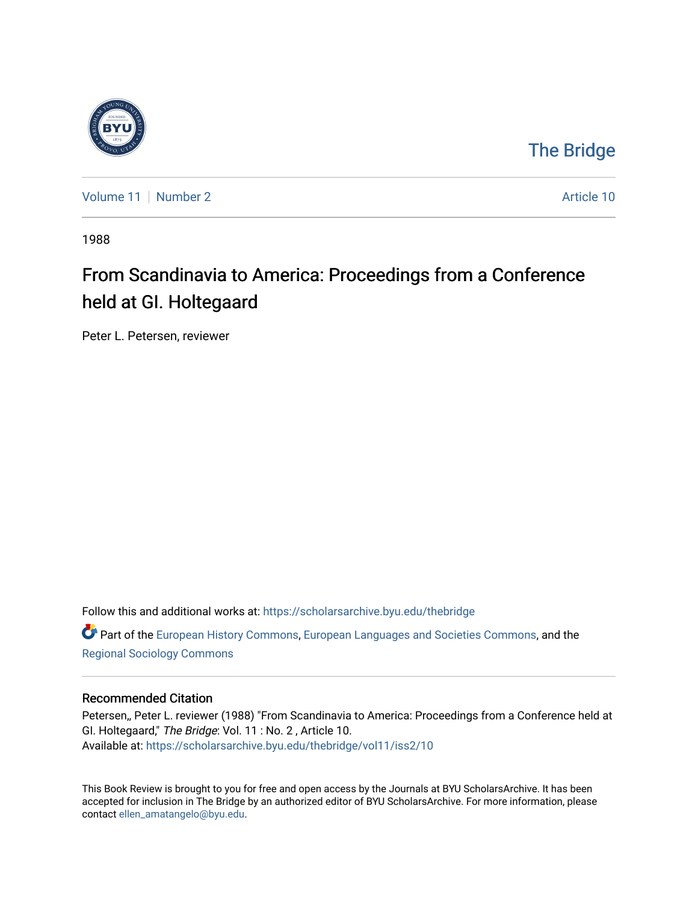The Bridge

Volume 11 | Number 2 Article 10

1988

# From Scandinavia to America: Proceedings from a Conference held at Gl. Holtegaard

Peter L. Petersen, reviewer

Follow this and additional works at: https://scholarsarchive.byu.edu/thebridge

Part of the European History Commons, European Languages and Societies Commons, and the Regional Sociology Commons

## Recommended Citation

Petersen,, Peter L. reviewer (1988) "From Scandinavia to America: Proceedings from a Conference held at Gl. Holtegaard," *The Bridge*: Vol. 11 : No. 2 , Article 10.
Available at: https://scholarsarchive.byu.edu/thebridge/vol11/iss2/10

This Book Review is brought to you for free and open access by the Journals at BYU ScholarsArchive. It has been accepted for inclusion in The Bridge by an authorized editor of BYU ScholarsArchive. For more information, please contact ellen_amatangelo@byu.edu.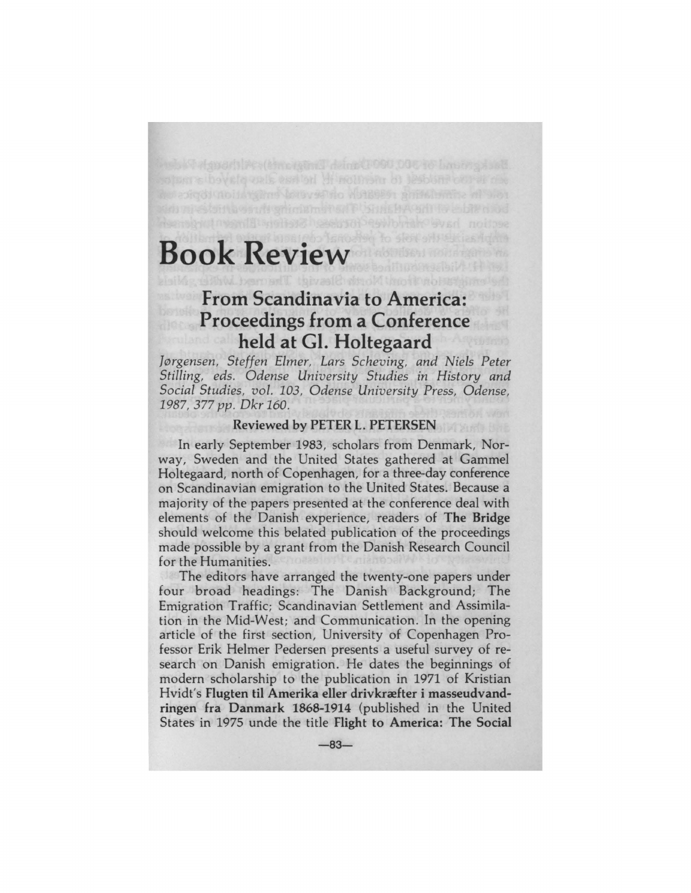# Book Review

## From Scandinavia to America: Proceedings from a Conference held at Gl. Holtegaard

*Jørgensen, Steffen Elmer, Lars Scheving, and Niels Peter Stilling, eds. Odense University Studies in History and Social Studies, vol. 103, Odense University Press, Odense, 1987, 377 pp. Dkr 160.*

**Reviewed by PETER L. PETERSEN**

In early September 1983, scholars from Denmark, Norway, Sweden and the United States gathered at Gammel Holtegaard, north of Copenhagen, for a three-day conference on Scandinavian emigration to the United States. Because a majority of the papers presented at the conference deal with elements of the Danish experience, readers of **The Bridge** should welcome this belated publication of the proceedings made possible by a grant from the Danish Research Council for the Humanities.

The editors have arranged the twenty-one papers under four broad headings: The Danish Background; The Emigration Traffic; Scandinavian Settlement and Assimilation in the Mid-West; and Communication. In the opening article of the first section, University of Copenhagen Professor Erik Helmer Pedersen presents a useful survey of research on Danish emigration. He dates the beginnings of modern scholarship to the publication in 1971 of Kristian Hvidt's **Flugten til Amerika eller drivkræfter i masseudvandringen fra Danmark 1868-1914** (published in the United States in 1975 unde the title **Flight to America: The Social**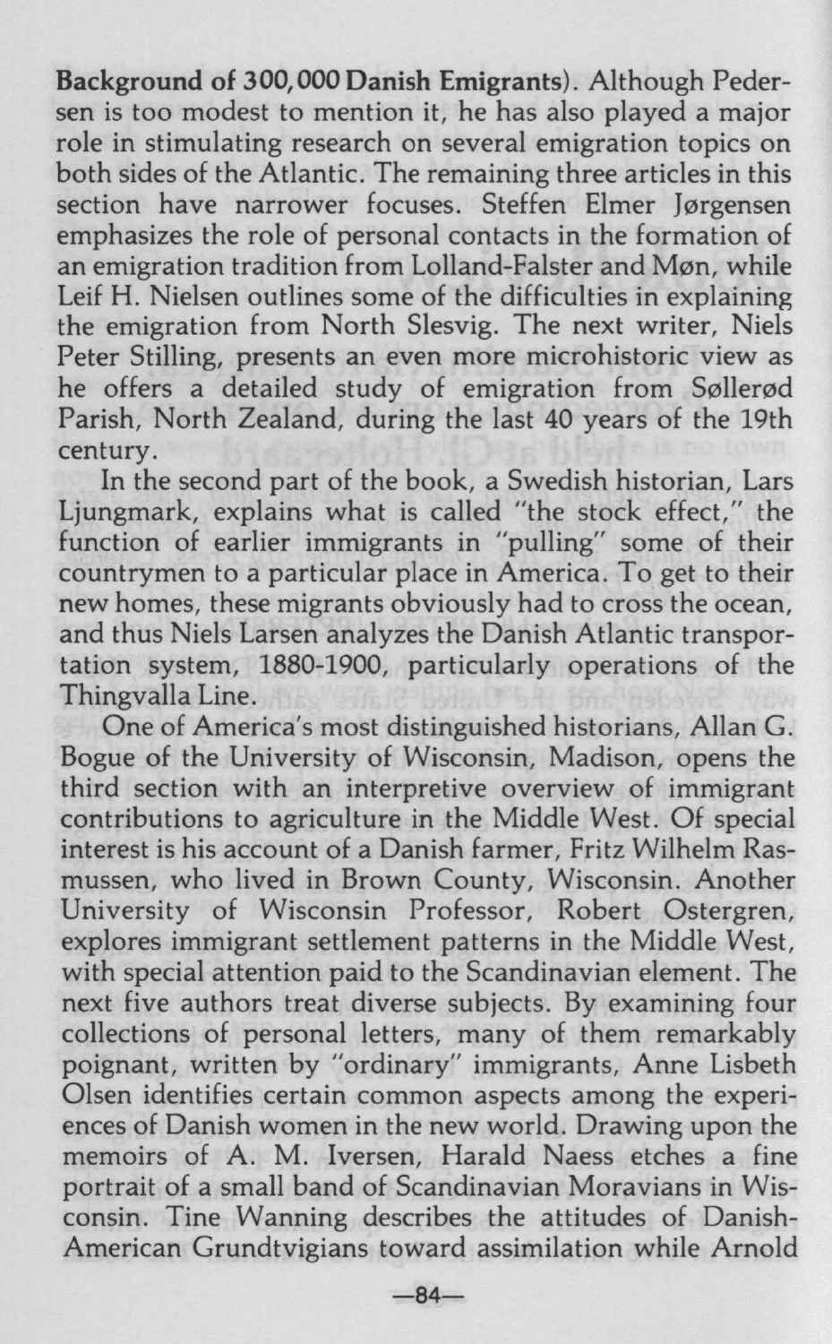**Background of 300,000 Danish Emigrants**). Although Pedersen is too modest to mention it, he has also played a major role in stimulating research on several emigration topics on both sides of the Atlantic. The remaining three articles in this section have narrower focuses. Steffen Elmer Jørgensen emphasizes the role of personal contacts in the formation of an emigration tradition from Lolland-Falster and Møn, while Leif H. Nielsen outlines some of the difficulties in explaining the emigration from North Slesvig. The next writer, Niels Peter Stilling, presents an even more microhistoric view as he offers a detailed study of emigration from Søllerød Parish, North Zealand, during the last 40 years of the 19th century.

In the second part of the book, a Swedish historian, Lars Ljungmark, explains what is called "the stock effect," the function of earlier immigrants in "pulling" some of their countrymen to a particular place in America. To get to their new homes, these migrants obviously had to cross the ocean, and thus Niels Larsen analyzes the Danish Atlantic transportation system, 1880-1900, particularly operations of the Thingvalla Line.

One of America's most distinguished historians, Allan G. Bogue of the University of Wisconsin, Madison, opens the third section with an interpretive overview of immigrant contributions to agriculture in the Middle West. Of special interest is his account of a Danish farmer, Fritz Wilhelm Rasmussen, who lived in Brown County, Wisconsin. Another University of Wisconsin Professor, Robert Ostergren, explores immigrant settlement patterns in the Middle West, with special attention paid to the Scandinavian element. The next five authors treat diverse subjects. By examining four collections of personal letters, many of them remarkably poignant, written by "ordinary" immigrants, Anne Lisbeth Olsen identifies certain common aspects among the experiences of Danish women in the new world. Drawing upon the memoirs of A. M. Iversen, Harald Naess etches a fine portrait of a small band of Scandinavian Moravians in Wisconsin. Tine Wanning describes the attitudes of Danish-American Grundtvigians toward assimilation while Arnold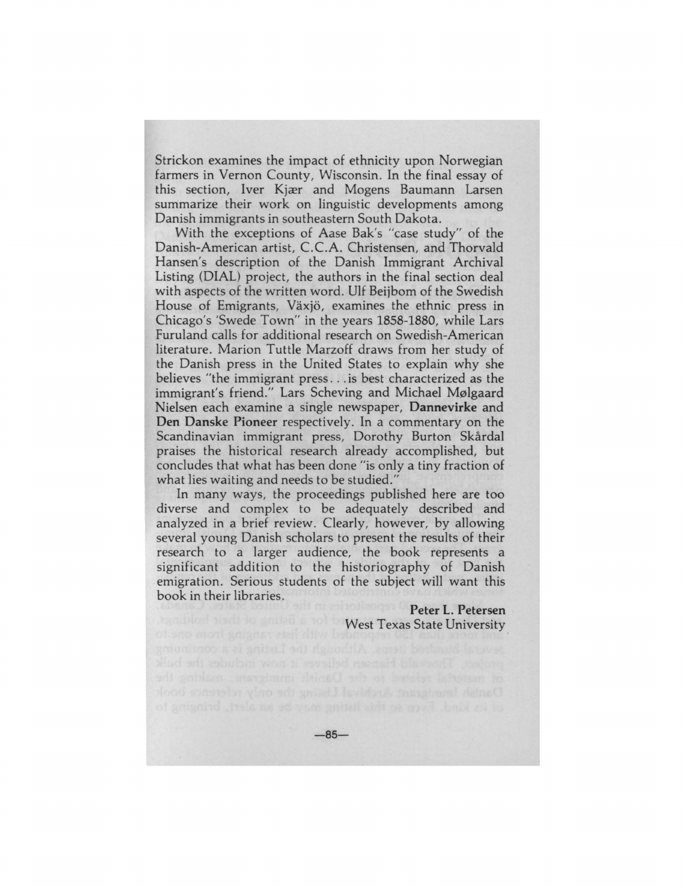Strickon examines the impact of ethnicity upon Norwegian farmers in Vernon County, Wisconsin. In the final essay of this section, Iver Kjær and Mogens Baumann Larsen summarize their work on linguistic developments among Danish immigrants in southeastern South Dakota.

With the exceptions of Aase Bak's "case study" of the Danish-American artist, C.C.A. Christensen, and Thorvald Hansen's description of the Danish Immigrant Archival Listing (DIAL) project, the authors in the final section deal with aspects of the written word. Ulf Beijbom of the Swedish House of Emigrants, Växjö, examines the ethnic press in Chicago's 'Swede Town" in the years 1858-1880, while Lars Furuland calls for additional research on Swedish-American literature. Marion Tuttle Marzoff draws from her study of the Danish press in the United States to explain why she believes "the immigrant press. . . is best characterized as the immigrant's friend." Lars Scheving and Michael Mølgaard Nielsen each examine a single newspaper, **Dannevirke** and **Den Danske Pioneer** respectively. In a commentary on the Scandinavian immigrant press, Dorothy Burton Skårdal praises the historical research already accomplished, but concludes that what has been done "is only a tiny fraction of what lies waiting and needs to be studied."

In many ways, the proceedings published here are too diverse and complex to be adequately described and analyzed in a brief review. Clearly, however, by allowing several young Danish scholars to present the results of their research to a larger audience, the book represents a significant addition to the historiography of Danish emigration. Serious students of the subject will want this book in their libraries.

**Peter L. Petersen**
West Texas State University